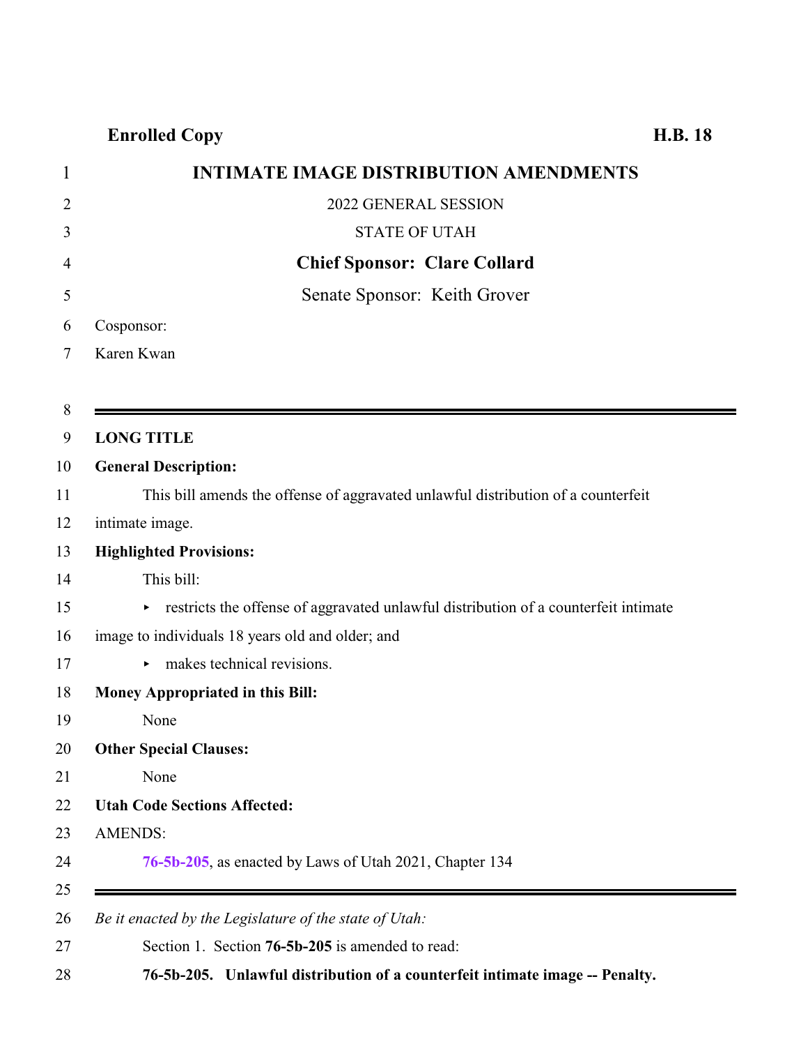**Enrolled Copy** **H.B. 18**

# INTIMATE IMAGE DISTRIBUTION AMENDMENTS

2022 GENERAL SESSION

STATE OF UTAH

**Chief Sponsor: Clare Collard**

Senate Sponsor: Keith Grover

Cosponsor:

Karen Kwan

---

**LONG TITLE**

**General Description:**

This bill amends the offense of aggravated unlawful distribution of a counterfeit intimate image.

**Highlighted Provisions:**

This bill:

- restricts the offense of aggravated unlawful distribution of a counterfeit intimate image to individuals 18 years old and older; and
- makes technical revisions.

**Money Appropriated in this Bill:**

None

**Other Special Clauses:**

None

**Utah Code Sections Affected:**

AMENDS:

76-5b-205, as enacted by Laws of Utah 2021, Chapter 134

---

*Be it enacted by the Legislature of the state of Utah:*

Section 1. Section **76-5b-205** is amended to read:

**76-5b-205. Unlawful distribution of a counterfeit intimate image -- Penalty.**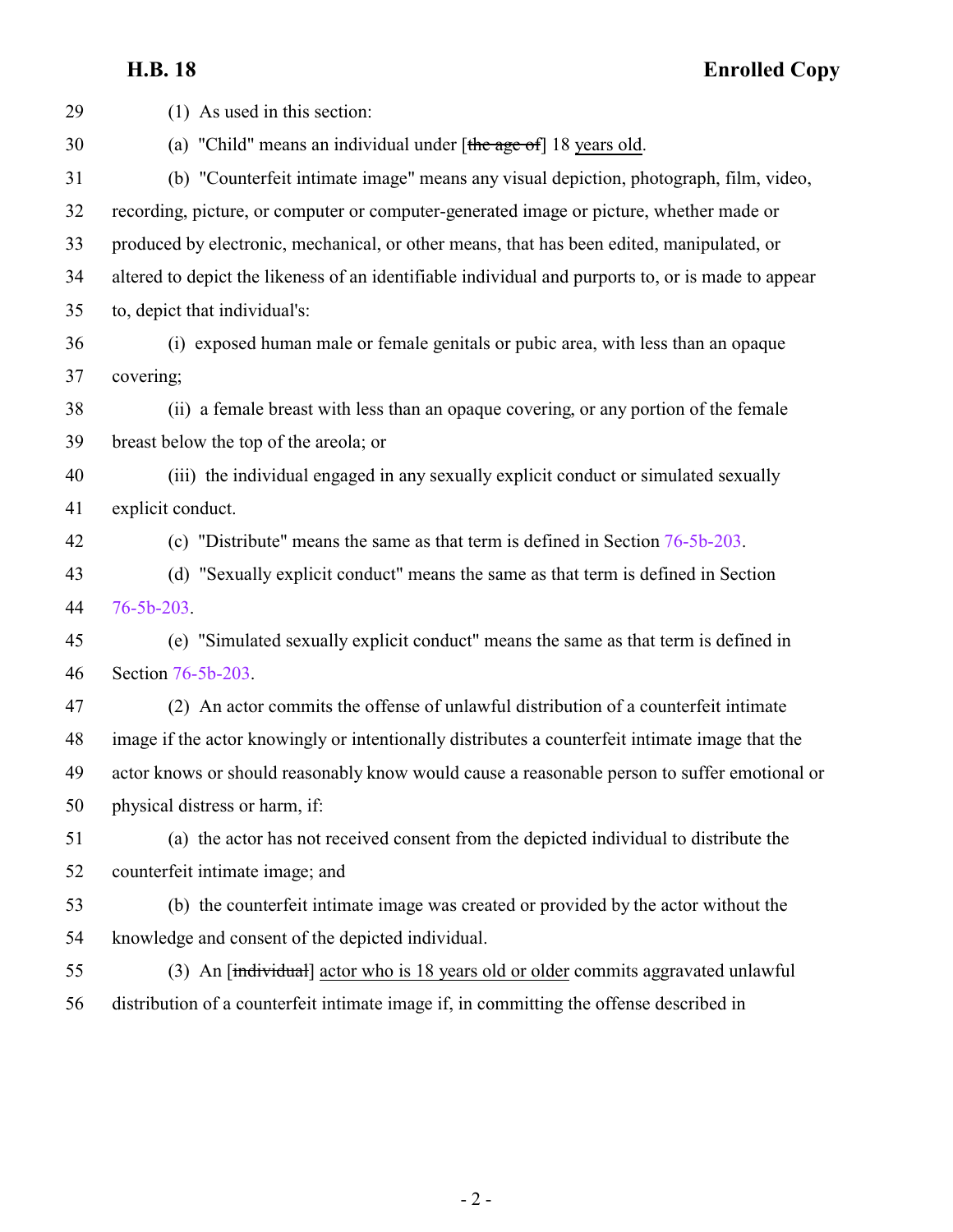(1) As used in this section:

(a) "Child" means an individual under [~~the age of~~] 18 <u>years old</u>.

(b) "Counterfeit intimate image" means any visual depiction, photograph, film, video, recording, picture, or computer or computer-generated image or picture, whether made or produced by electronic, mechanical, or other means, that has been edited, manipulated, or altered to depict the likeness of an identifiable individual and purports to, or is made to appear to, depict that individual's:

(i) exposed human male or female genitals or pubic area, with less than an opaque covering;

(ii) a female breast with less than an opaque covering, or any portion of the female breast below the top of the areola; or

(iii) the individual engaged in any sexually explicit conduct or simulated sexually explicit conduct.

(c) "Distribute" means the same as that term is defined in Section 76-5b-203.

(d) "Sexually explicit conduct" means the same as that term is defined in Section 76-5b-203.

(e) "Simulated sexually explicit conduct" means the same as that term is defined in Section 76-5b-203.

(2) An actor commits the offense of unlawful distribution of a counterfeit intimate image if the actor knowingly or intentionally distributes a counterfeit intimate image that the actor knows or should reasonably know would cause a reasonable person to suffer emotional or physical distress or harm, if:

(a) the actor has not received consent from the depicted individual to distribute the counterfeit intimate image; and

(b) the counterfeit intimate image was created or provided by the actor without the knowledge and consent of the depicted individual.

(3) An [~~individual~~] <u>actor who is 18 years old or older</u> commits aggravated unlawful distribution of a counterfeit intimate image if, in committing the offense described in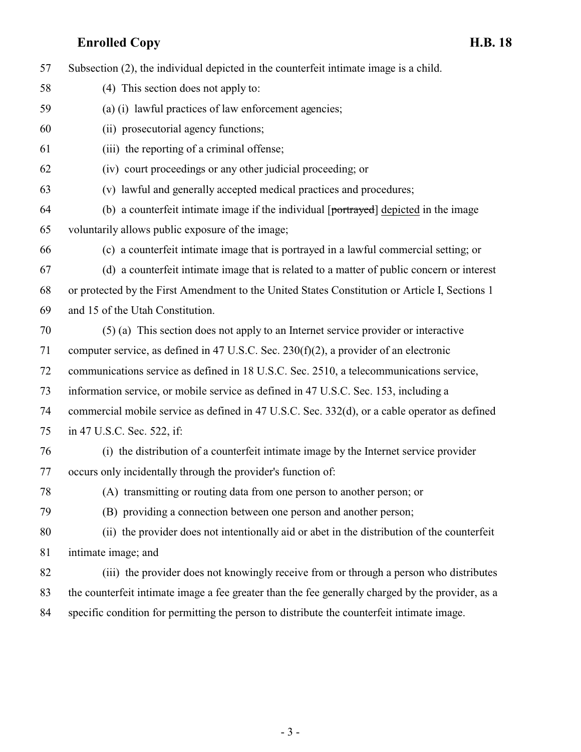Subsection (2), the individual depicted in the counterfeit intimate image is a child.

(4) This section does not apply to:

(a) (i) lawful practices of law enforcement agencies;

(ii) prosecutorial agency functions;

(iii) the reporting of a criminal offense;

(iv) court proceedings or any other judicial proceeding; or

(v) lawful and generally accepted medical practices and procedures;

(b) a counterfeit intimate image if the individual [~~portrayed~~] depicted in the image voluntarily allows public exposure of the image;

(c) a counterfeit intimate image that is portrayed in a lawful commercial setting; or

(d) a counterfeit intimate image that is related to a matter of public concern or interest or protected by the First Amendment to the United States Constitution or Article I, Sections 1 and 15 of the Utah Constitution.

(5) (a) This section does not apply to an Internet service provider or interactive computer service, as defined in 47 U.S.C. Sec. 230(f)(2), a provider of an electronic communications service as defined in 18 U.S.C. Sec. 2510, a telecommunications service, information service, or mobile service as defined in 47 U.S.C. Sec. 153, including a commercial mobile service as defined in 47 U.S.C. Sec. 332(d), or a cable operator as defined in 47 U.S.C. Sec. 522, if:

(i) the distribution of a counterfeit intimate image by the Internet service provider occurs only incidentally through the provider's function of:

(A) transmitting or routing data from one person to another person; or

(B) providing a connection between one person and another person;

(ii) the provider does not intentionally aid or abet in the distribution of the counterfeit intimate image; and

(iii) the provider does not knowingly receive from or through a person who distributes the counterfeit intimate image a fee greater than the fee generally charged by the provider, as a specific condition for permitting the person to distribute the counterfeit intimate image.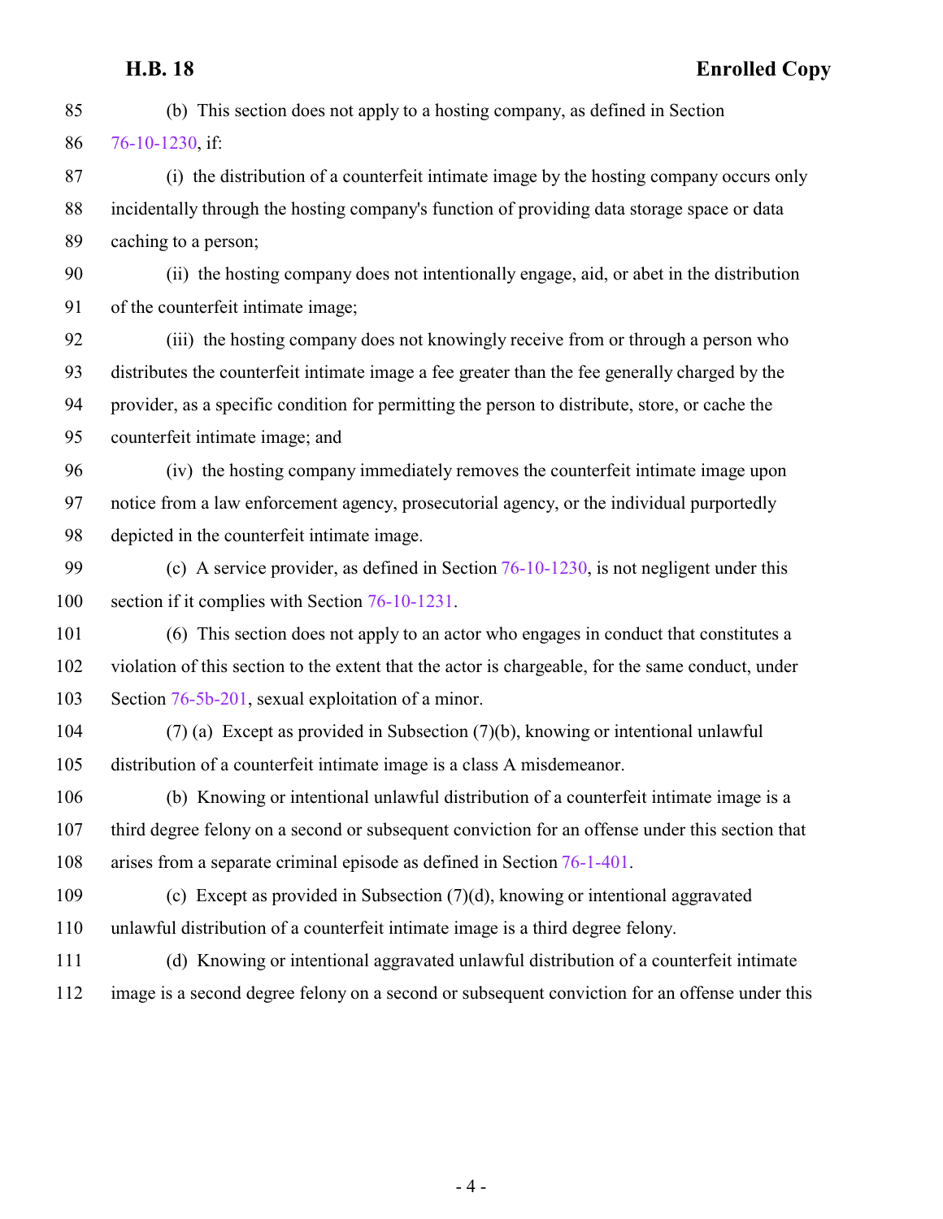(b) This section does not apply to a hosting company, as defined in Section 76-10-1230, if:

(i) the distribution of a counterfeit intimate image by the hosting company occurs only incidentally through the hosting company's function of providing data storage space or data caching to a person;

(ii) the hosting company does not intentionally engage, aid, or abet in the distribution of the counterfeit intimate image;

(iii) the hosting company does not knowingly receive from or through a person who distributes the counterfeit intimate image a fee greater than the fee generally charged by the provider, as a specific condition for permitting the person to distribute, store, or cache the counterfeit intimate image; and

(iv) the hosting company immediately removes the counterfeit intimate image upon notice from a law enforcement agency, prosecutorial agency, or the individual purportedly depicted in the counterfeit intimate image.

(c) A service provider, as defined in Section 76-10-1230, is not negligent under this section if it complies with Section 76-10-1231.

(6) This section does not apply to an actor who engages in conduct that constitutes a violation of this section to the extent that the actor is chargeable, for the same conduct, under Section 76-5b-201, sexual exploitation of a minor.

(7) (a) Except as provided in Subsection (7)(b), knowing or intentional unlawful distribution of a counterfeit intimate image is a class A misdemeanor.

(b) Knowing or intentional unlawful distribution of a counterfeit intimate image is a third degree felony on a second or subsequent conviction for an offense under this section that arises from a separate criminal episode as defined in Section 76-1-401.

(c) Except as provided in Subsection (7)(d), knowing or intentional aggravated unlawful distribution of a counterfeit intimate image is a third degree felony.

(d) Knowing or intentional aggravated unlawful distribution of a counterfeit intimate image is a second degree felony on a second or subsequent conviction for an offense under this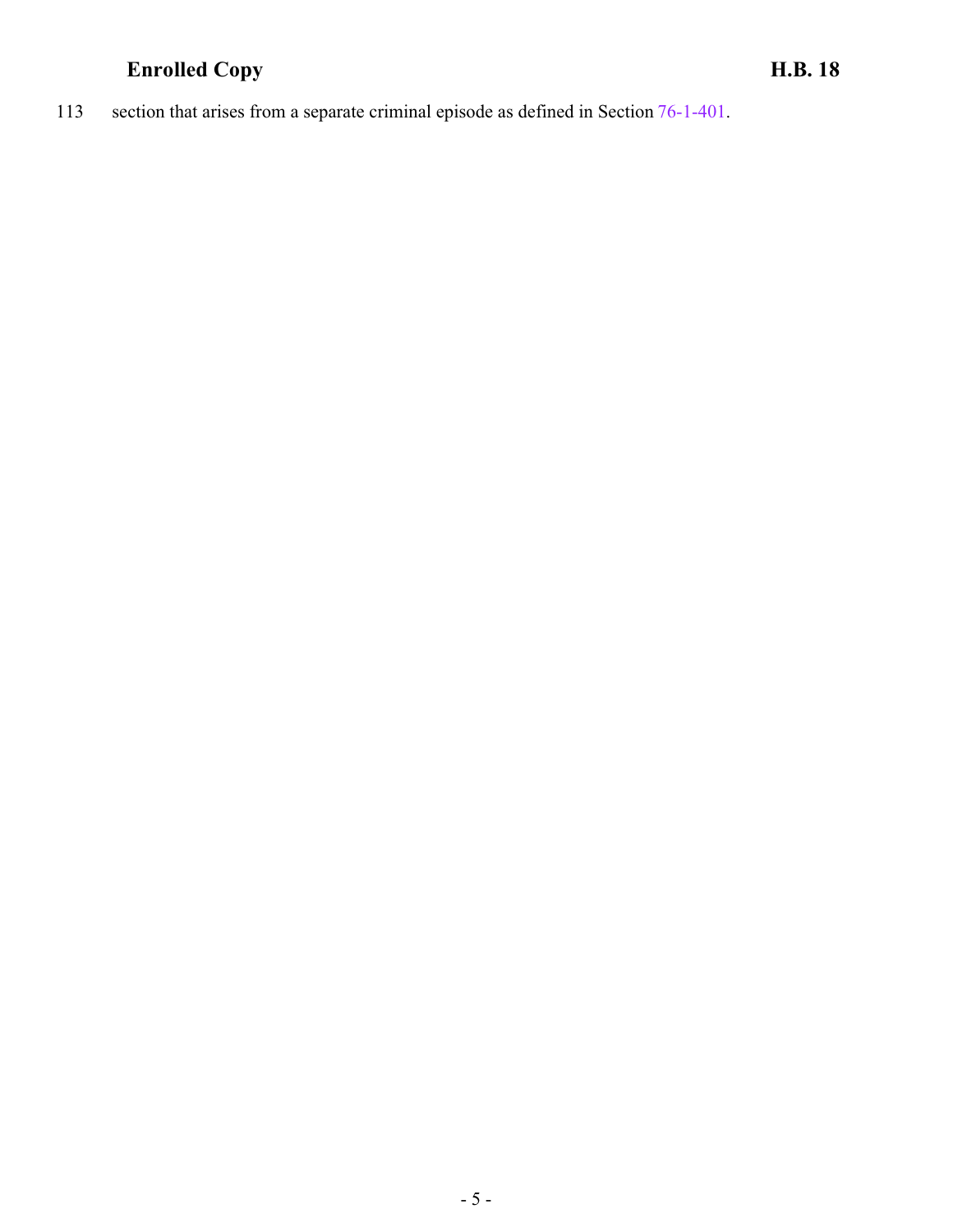113 section that arises from a separate criminal episode as defined in Section 76-1-401.